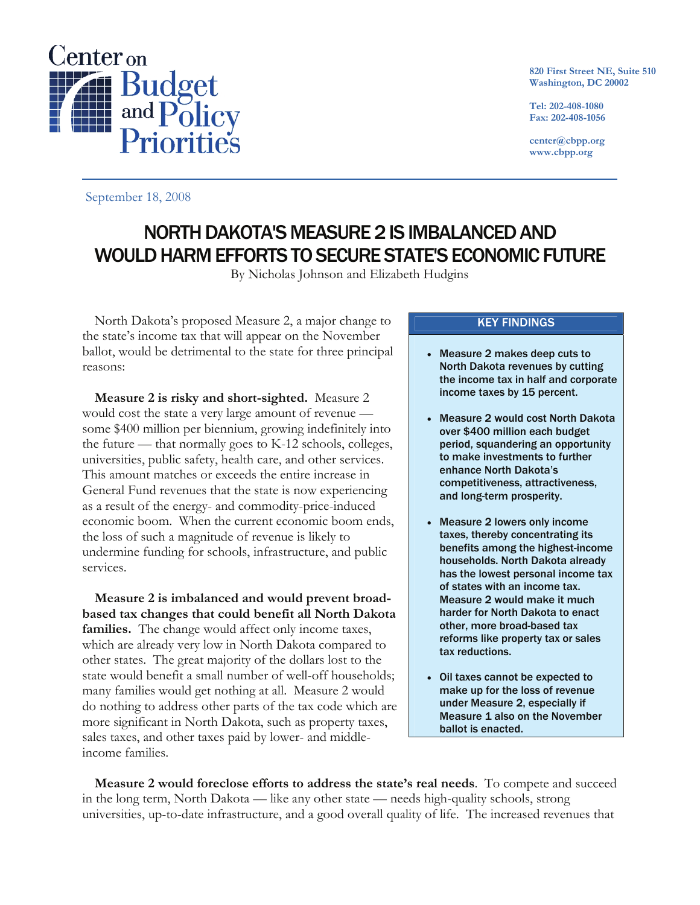Center on Budget and Policy Priorities

820 First Street NE, Suite 510
Washington, DC 20002

Tel: 202-408-1080
Fax: 202-408-1056

center@cbpp.org
www.cbpp.org

September 18, 2008

# NORTH DAKOTA'S MEASURE 2 IS IMBALANCED AND WOULD HARM EFFORTS TO SECURE STATE'S ECONOMIC FUTURE

By Nicholas Johnson and Elizabeth Hudgins

North Dakota's proposed Measure 2, a major change to the state's income tax that will appear on the November ballot, would be detrimental to the state for three principal reasons:

**Measure 2 is risky and short-sighted.** Measure 2 would cost the state a very large amount of revenue — some $400 million per biennium, growing indefinitely into the future — that normally goes to K-12 schools, colleges, universities, public safety, health care, and other services. This amount matches or exceeds the entire increase in General Fund revenues that the state is now experiencing as a result of the energy- and commodity-price-induced economic boom. When the current economic boom ends, the loss of such a magnitude of revenue is likely to undermine funding for schools, infrastructure, and public services.

**Measure 2 is imbalanced and would prevent broad-based tax changes that could benefit all North Dakota families.** The change would affect only income taxes, which are already very low in North Dakota compared to other states. The great majority of the dollars lost to the state would benefit a small number of well-off households; many families would get nothing at all. Measure 2 would do nothing to address other parts of the tax code which are more significant in North Dakota, such as property taxes, sales taxes, and other taxes paid by lower- and middle-income families.

> **KEY FINDINGS**
>
> - **Measure 2 makes deep cuts to North Dakota revenues by cutting the income tax in half and corporate income taxes by 15 percent.**
> - **Measure 2 would cost North Dakota over $400 million each budget period, squandering an opportunity to make investments to further enhance North Dakota's competitiveness, attractiveness, and long-term prosperity.**
> - **Measure 2 lowers only income taxes, thereby concentrating its benefits among the highest-income households. North Dakota already has the lowest personal income tax of states with an income tax. Measure 2 would make it much harder for North Dakota to enact other, more broad-based tax reforms like property tax or sales tax reductions.**
> - **Oil taxes cannot be expected to make up for the loss of revenue under Measure 2, especially if Measure 1 also on the November ballot is enacted.**

**Measure 2 would foreclose efforts to address the state's real needs**. To compete and succeed in the long term, North Dakota — like any other state — needs high-quality schools, strong universities, up-to-date infrastructure, and a good overall quality of life. The increased revenues that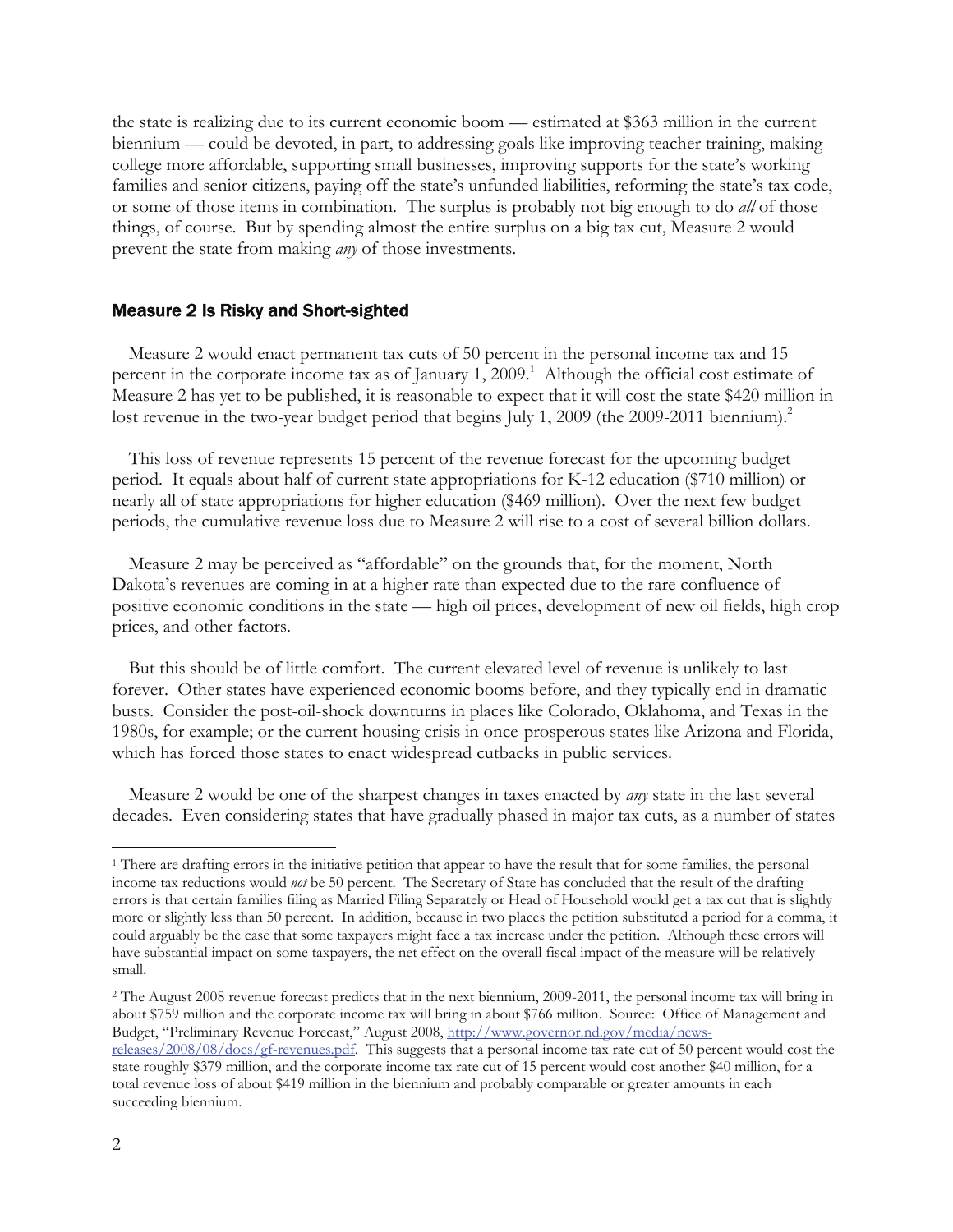the state is realizing due to its current economic boom — estimated at $363 million in the current biennium — could be devoted, in part, to addressing goals like improving teacher training, making college more affordable, supporting small businesses, improving supports for the state's working families and senior citizens, paying off the state's unfunded liabilities, reforming the state's tax code, or some of those items in combination. The surplus is probably not big enough to do *all* of those things, of course. But by spending almost the entire surplus on a big tax cut, Measure 2 would prevent the state from making *any* of those investments.

## Measure 2 Is Risky and Short-sighted

Measure 2 would enact permanent tax cuts of 50 percent in the personal income tax and 15 percent in the corporate income tax as of January 1, 2009.[1] Although the official cost estimate of Measure 2 has yet to be published, it is reasonable to expect that it will cost the state $420 million in lost revenue in the two-year budget period that begins July 1, 2009 (the 2009-2011 biennium).[2]

This loss of revenue represents 15 percent of the revenue forecast for the upcoming budget period. It equals about half of current state appropriations for K-12 education ($710 million) or nearly all of state appropriations for higher education ($469 million). Over the next few budget periods, the cumulative revenue loss due to Measure 2 will rise to a cost of several billion dollars.

Measure 2 may be perceived as "affordable" on the grounds that, for the moment, North Dakota's revenues are coming in at a higher rate than expected due to the rare confluence of positive economic conditions in the state — high oil prices, development of new oil fields, high crop prices, and other factors.

But this should be of little comfort. The current elevated level of revenue is unlikely to last forever. Other states have experienced economic booms before, and they typically end in dramatic busts. Consider the post-oil-shock downturns in places like Colorado, Oklahoma, and Texas in the 1980s, for example; or the current housing crisis in once-prosperous states like Arizona and Florida, which has forced those states to enact widespread cutbacks in public services.

Measure 2 would be one of the sharpest changes in taxes enacted by *any* state in the last several decades. Even considering states that have gradually phased in major tax cuts, as a number of states

---

[1] There are drafting errors in the initiative petition that appear to have the result that for some families, the personal income tax reductions would *not* be 50 percent. The Secretary of State has concluded that the result of the drafting errors is that certain families filing as Married Filing Separately or Head of Household would get a tax cut that is slightly more or slightly less than 50 percent. In addition, because in two places the petition substituted a period for a comma, it could arguably be the case that some taxpayers might face a tax increase under the petition. Although these errors will have substantial impact on some taxpayers, the net effect on the overall fiscal impact of the measure will be relatively small.

[2] The August 2008 revenue forecast predicts that in the next biennium, 2009-2011, the personal income tax will bring in about $759 million and the corporate income tax will bring in about $766 million. Source: Office of Management and Budget, "Preliminary Revenue Forecast," August 2008, http://www.governor.nd.gov/media/news-releases/2008/08/docs/gf-revenues.pdf. This suggests that a personal income tax rate cut of 50 percent would cost the state roughly $379 million, and the corporate income tax rate cut of 15 percent would cost another $40 million, for a total revenue loss of about $419 million in the biennium and probably comparable or greater amounts in each succeeding biennium.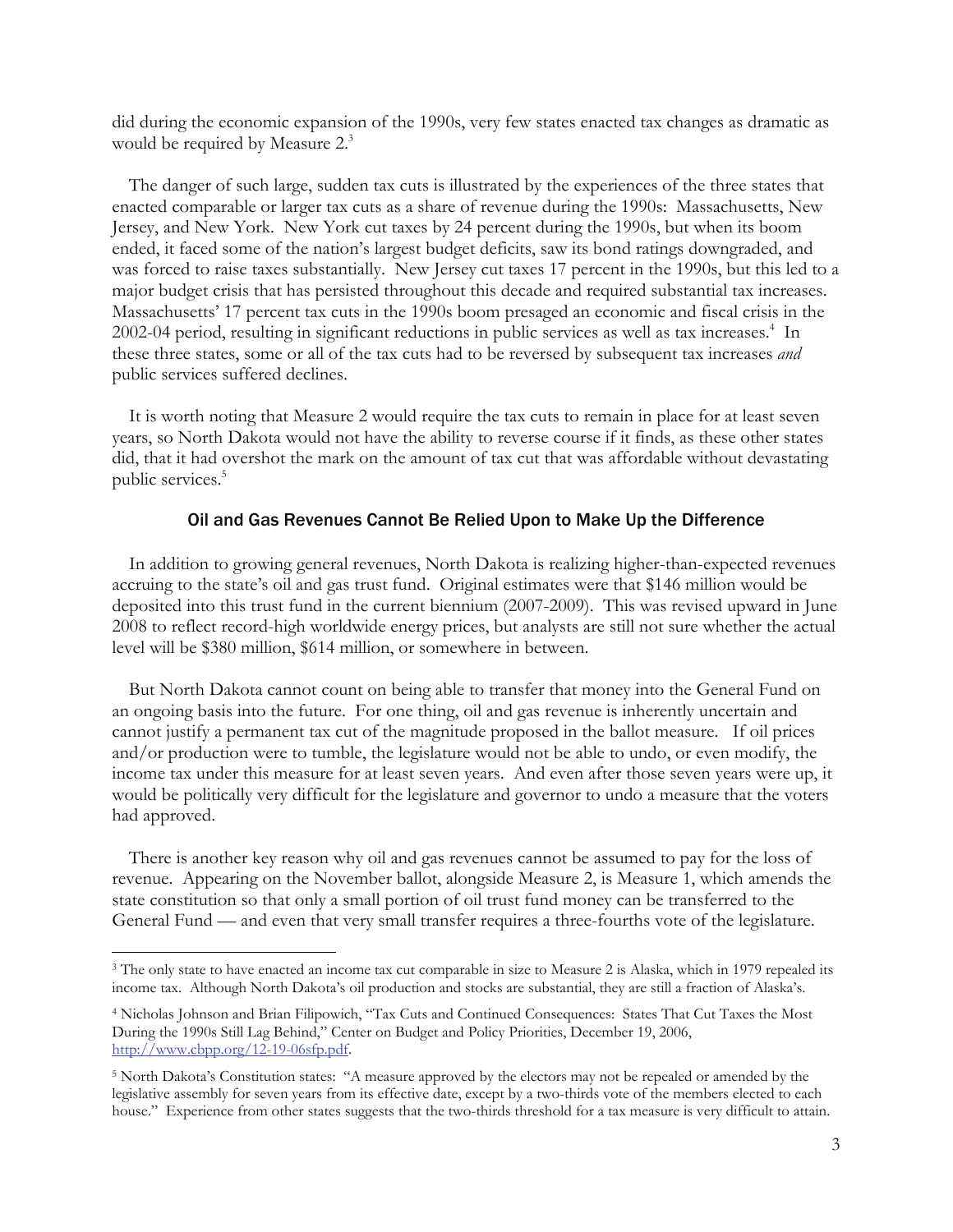did during the economic expansion of the 1990s, very few states enacted tax changes as dramatic as would be required by Measure 2.[3]

The danger of such large, sudden tax cuts is illustrated by the experiences of the three states that enacted comparable or larger tax cuts as a share of revenue during the 1990s: Massachusetts, New Jersey, and New York. New York cut taxes by 24 percent during the 1990s, but when its boom ended, it faced some of the nation's largest budget deficits, saw its bond ratings downgraded, and was forced to raise taxes substantially. New Jersey cut taxes 17 percent in the 1990s, but this led to a major budget crisis that has persisted throughout this decade and required substantial tax increases. Massachusetts' 17 percent tax cuts in the 1990s boom presaged an economic and fiscal crisis in the 2002-04 period, resulting in significant reductions in public services as well as tax increases.[4] In these three states, some or all of the tax cuts had to be reversed by subsequent tax increases *and* public services suffered declines.

It is worth noting that Measure 2 would require the tax cuts to remain in place for at least seven years, so North Dakota would not have the ability to reverse course if it finds, as these other states did, that it had overshot the mark on the amount of tax cut that was affordable without devastating public services.[5]

## Oil and Gas Revenues Cannot Be Relied Upon to Make Up the Difference

In addition to growing general revenues, North Dakota is realizing higher-than-expected revenues accruing to the state's oil and gas trust fund. Original estimates were that $146 million would be deposited into this trust fund in the current biennium (2007-2009). This was revised upward in June 2008 to reflect record-high worldwide energy prices, but analysts are still not sure whether the actual level will be $380 million, $614 million, or somewhere in between.

But North Dakota cannot count on being able to transfer that money into the General Fund on an ongoing basis into the future. For one thing, oil and gas revenue is inherently uncertain and cannot justify a permanent tax cut of the magnitude proposed in the ballot measure. If oil prices and/or production were to tumble, the legislature would not be able to undo, or even modify, the income tax under this measure for at least seven years. And even after those seven years were up, it would be politically very difficult for the legislature and governor to undo a measure that the voters had approved.

There is another key reason why oil and gas revenues cannot be assumed to pay for the loss of revenue. Appearing on the November ballot, alongside Measure 2, is Measure 1, which amends the state constitution so that only a small portion of oil trust fund money can be transferred to the General Fund — and even that very small transfer requires a three-fourths vote of the legislature.

---

[3] The only state to have enacted an income tax cut comparable in size to Measure 2 is Alaska, which in 1979 repealed its income tax. Although North Dakota's oil production and stocks are substantial, they are still a fraction of Alaska's.

[4] Nicholas Johnson and Brian Filipowich, "Tax Cuts and Continued Consequences: States That Cut Taxes the Most During the 1990s Still Lag Behind," Center on Budget and Policy Priorities, December 19, 2006, http://www.cbpp.org/12-19-06sfp.pdf.

[5] North Dakota's Constitution states: "A measure approved by the electors may not be repealed or amended by the legislative assembly for seven years from its effective date, except by a two-thirds vote of the members elected to each house." Experience from other states suggests that the two-thirds threshold for a tax measure is very difficult to attain.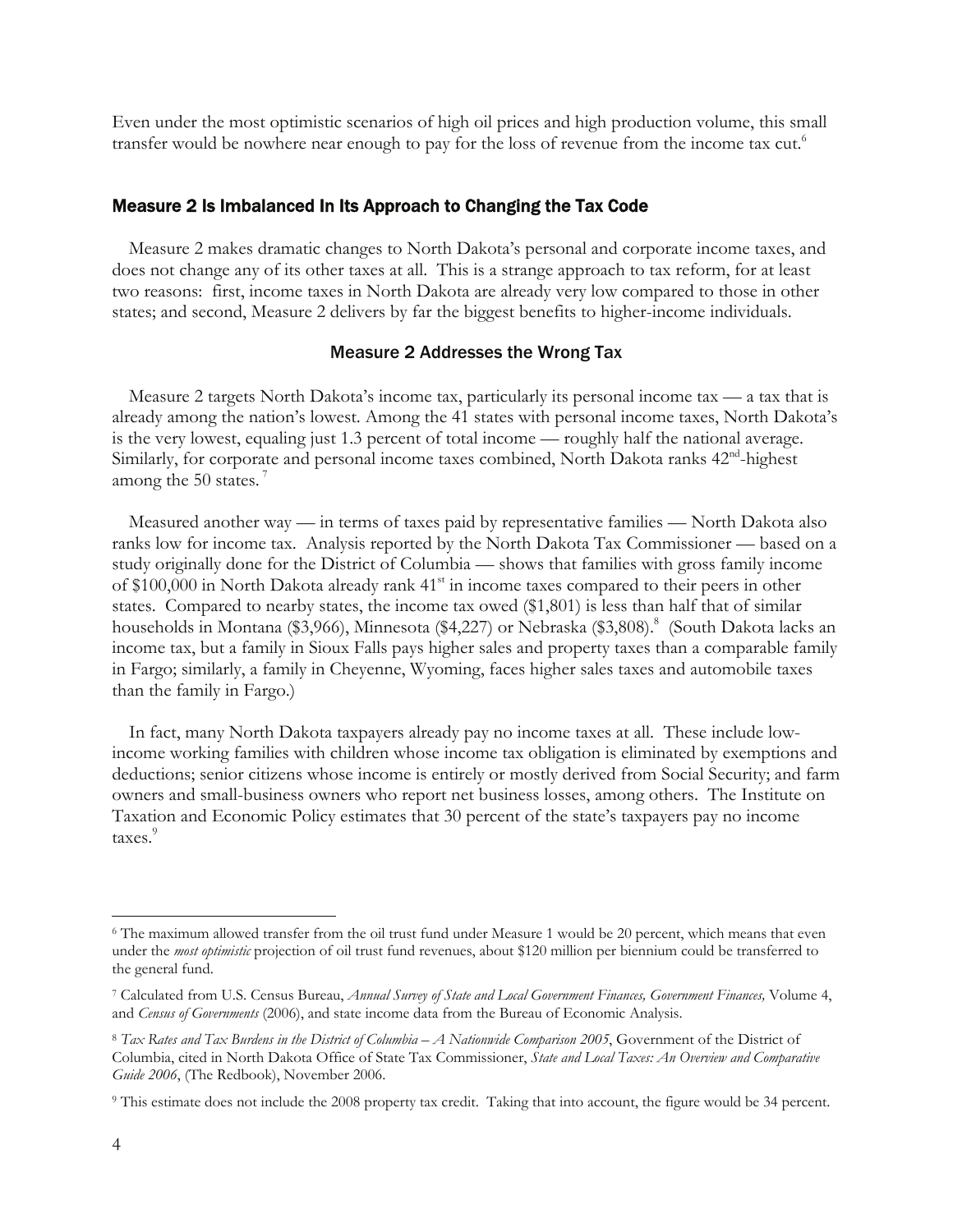Even under the most optimistic scenarios of high oil prices and high production volume, this small transfer would be nowhere near enough to pay for the loss of revenue from the income tax cut.[6]

## Measure 2 Is Imbalanced In Its Approach to Changing the Tax Code

Measure 2 makes dramatic changes to North Dakota's personal and corporate income taxes, and does not change any of its other taxes at all. This is a strange approach to tax reform, for at least two reasons: first, income taxes in North Dakota are already very low compared to those in other states; and second, Measure 2 delivers by far the biggest benefits to higher-income individuals.

### Measure 2 Addresses the Wrong Tax

Measure 2 targets North Dakota's income tax, particularly its personal income tax — a tax that is already among the nation's lowest. Among the 41 states with personal income taxes, North Dakota's is the very lowest, equaling just 1.3 percent of total income — roughly half the national average. Similarly, for corporate and personal income taxes combined, North Dakota ranks 42nd-highest among the 50 states.[7]

Measured another way — in terms of taxes paid by representative families — North Dakota also ranks low for income tax. Analysis reported by the North Dakota Tax Commissioner — based on a study originally done for the District of Columbia — shows that families with gross family income of $100,000 in North Dakota already rank 41st in income taxes compared to their peers in other states. Compared to nearby states, the income tax owed ($1,801) is less than half that of similar households in Montana ($3,966), Minnesota ($4,227) or Nebraska ($3,808).[8] (South Dakota lacks an income tax, but a family in Sioux Falls pays higher sales and property taxes than a comparable family in Fargo; similarly, a family in Cheyenne, Wyoming, faces higher sales taxes and automobile taxes than the family in Fargo.)

In fact, many North Dakota taxpayers already pay no income taxes at all. These include low-income working families with children whose income tax obligation is eliminated by exemptions and deductions; senior citizens whose income is entirely or mostly derived from Social Security; and farm owners and small-business owners who report net business losses, among others. The Institute on Taxation and Economic Policy estimates that 30 percent of the state's taxpayers pay no income taxes.[9]

---

[6] The maximum allowed transfer from the oil trust fund under Measure 1 would be 20 percent, which means that even under the *most optimistic* projection of oil trust fund revenues, about $120 million per biennium could be transferred to the general fund.

[7] Calculated from U.S. Census Bureau, *Annual Survey of State and Local Government Finances, Government Finances,* Volume 4, and *Census of Governments* (2006), and state income data from the Bureau of Economic Analysis.

[8] *Tax Rates and Tax Burdens in the District of Columbia – A Nationwide Comparison 2005*, Government of the District of Columbia, cited in North Dakota Office of State Tax Commissioner, *State and Local Taxes: An Overview and Comparative Guide 2006*, (The Redbook), November 2006.

[9] This estimate does not include the 2008 property tax credit. Taking that into account, the figure would be 34 percent.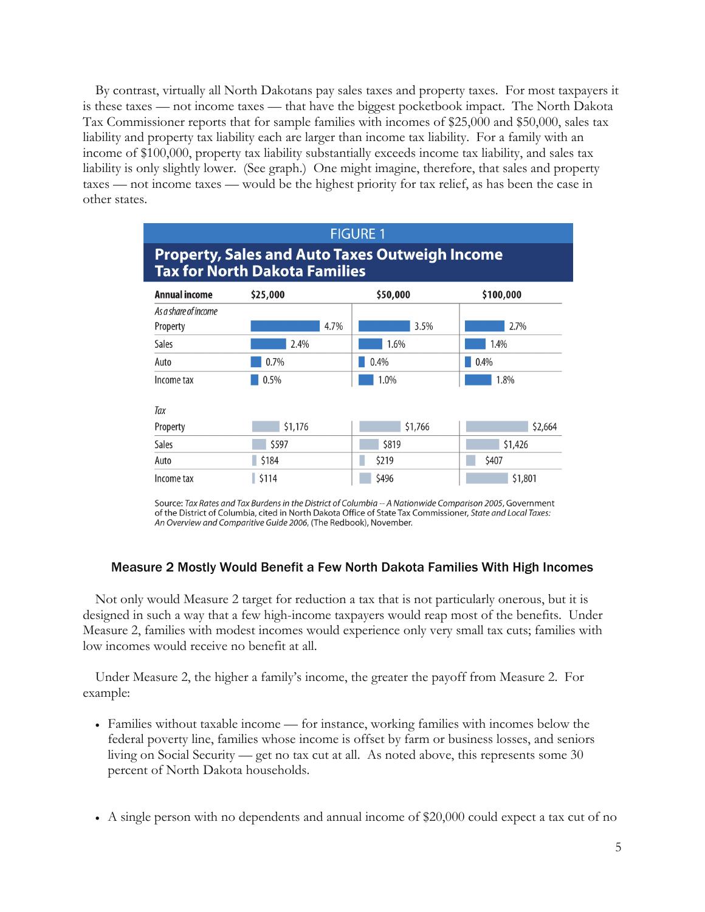By contrast, virtually all North Dakotans pay sales taxes and property taxes. For most taxpayers it is these taxes — not income taxes — that have the biggest pocketbook impact. The North Dakota Tax Commissioner reports that for sample families with incomes of $25,000 and $50,000, sales tax liability and property tax liability each are larger than income tax liability. For a family with an income of $100,000, property tax liability substantially exceeds income tax liability, and sales tax liability is only slightly lower. (See graph.) One might imagine, therefore, that sales and property taxes — not income taxes — would be the highest priority for tax relief, as has been the case in other states.

**FIGURE 1**

**Property, Sales and Auto Taxes Outweigh Income Tax for North Dakota Families**

| Annual income | $25,000 | $50,000 | $100,000 |
|---|---|---|---|
| *As a share of income* | | | |
| Property | 4.7% | 3.5% | 2.7% |
| Sales | 2.4% | 1.6% | 1.4% |
| Auto | 0.7% | 0.4% | 0.4% |
| Income tax | 0.5% | 1.0% | 1.8% |
| *Tax* | | | |
| Property | $1,176 | $1,766 | $2,664 |
| Sales | $597 | $819 | $1,426 |
| Auto | $184 | $219 | $407 |
| Income tax | $114 | $496 | $1,801 |

Source: *Tax Rates and Tax Burdens in the District of Columbia -- A Nationwide Comparison 2005*, Government of the District of Columbia, cited in North Dakota Office of State Tax Commissioner, *State and Local Taxes: An Overview and Comparitive Guide 2006*, (The Redbook), November.

### Measure 2 Mostly Would Benefit a Few North Dakota Families With High Incomes

Not only would Measure 2 target for reduction a tax that is not particularly onerous, but it is designed in such a way that a few high-income taxpayers would reap most of the benefits. Under Measure 2, families with modest incomes would experience only very small tax cuts; families with low incomes would receive no benefit at all.

Under Measure 2, the higher a family's income, the greater the payoff from Measure 2. For example:

- Families without taxable income — for instance, working families with incomes below the federal poverty line, families whose income is offset by farm or business losses, and seniors living on Social Security — get no tax cut at all. As noted above, this represents some 30 percent of North Dakota households.

- A single person with no dependents and annual income of $20,000 could expect a tax cut of no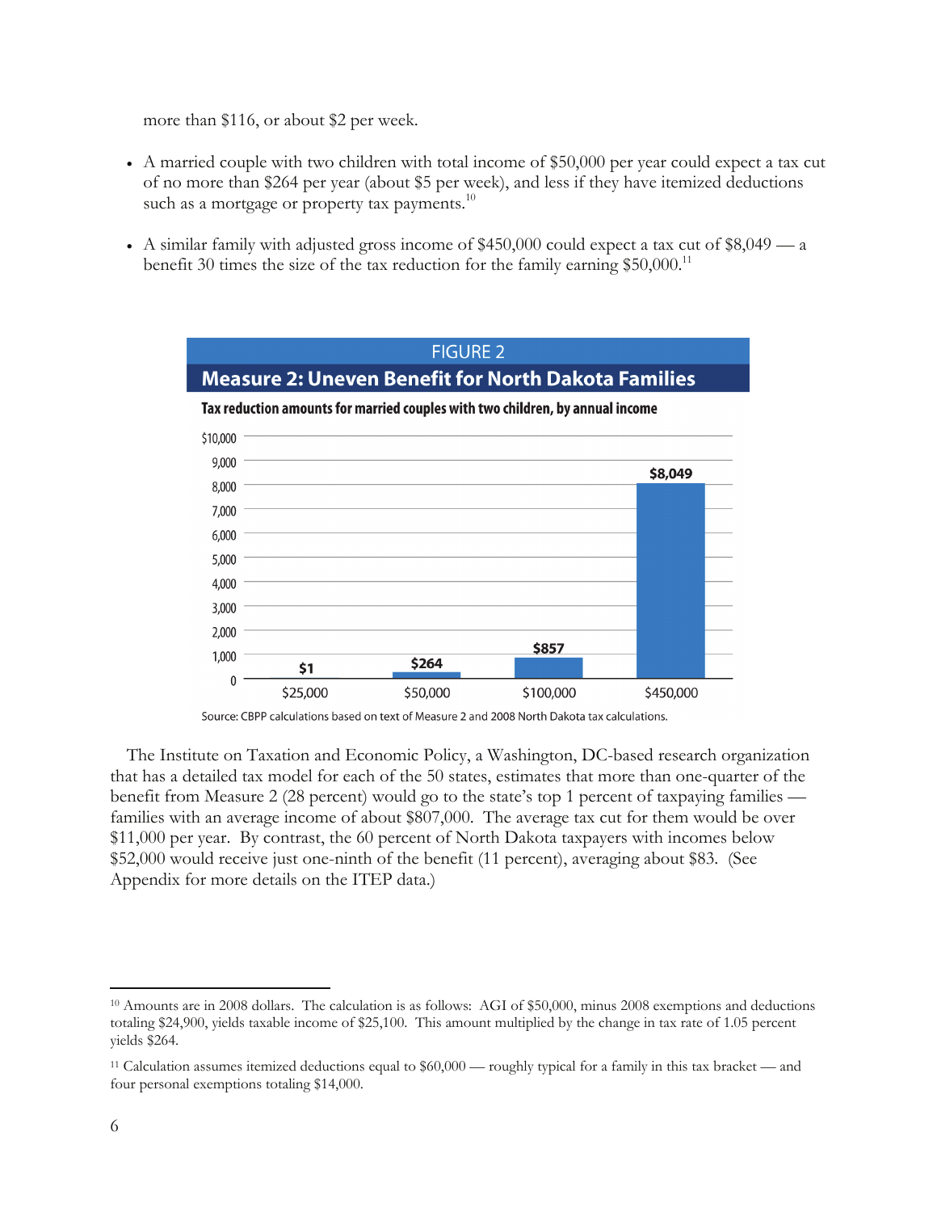more than $116, or about $2 per week.

- A married couple with two children with total income of $50,000 per year could expect a tax cut of no more than $264 per year (about $5 per week), and less if they have itemized deductions such as a mortgage or property tax payments.[10]

- A similar family with adjusted gross income of $450,000 could expect a tax cut of $8,049 — a benefit 30 times the size of the tax reduction for the family earning $50,000.[11]

FIGURE 2

**Measure 2: Uneven Benefit for North Dakota Families**

**Tax reduction amounts for married couples with two children, by annual income**

| Annual income | Tax reduction |
|---|---|
| $25,000 | $1 |
| $50,000 | $264 |
| $100,000 | $857 |
| $450,000 | $8,049 |

Source: CBPP calculations based on text of Measure 2 and 2008 North Dakota tax calculations.

The Institute on Taxation and Economic Policy, a Washington, DC-based research organization that has a detailed tax model for each of the 50 states, estimates that more than one-quarter of the benefit from Measure 2 (28 percent) would go to the state's top 1 percent of taxpaying families — families with an average income of about $807,000. The average tax cut for them would be over $11,000 per year. By contrast, the 60 percent of North Dakota taxpayers with incomes below $52,000 would receive just one-ninth of the benefit (11 percent), averaging about $83. (See Appendix for more details on the ITEP data.)

---

[10] Amounts are in 2008 dollars. The calculation is as follows: AGI of $50,000, minus 2008 exemptions and deductions totaling $24,900, yields taxable income of $25,100. This amount multiplied by the change in tax rate of 1.05 percent yields $264.

[11] Calculation assumes itemized deductions equal to $60,000 — roughly typical for a family in this tax bracket — and four personal exemptions totaling $14,000.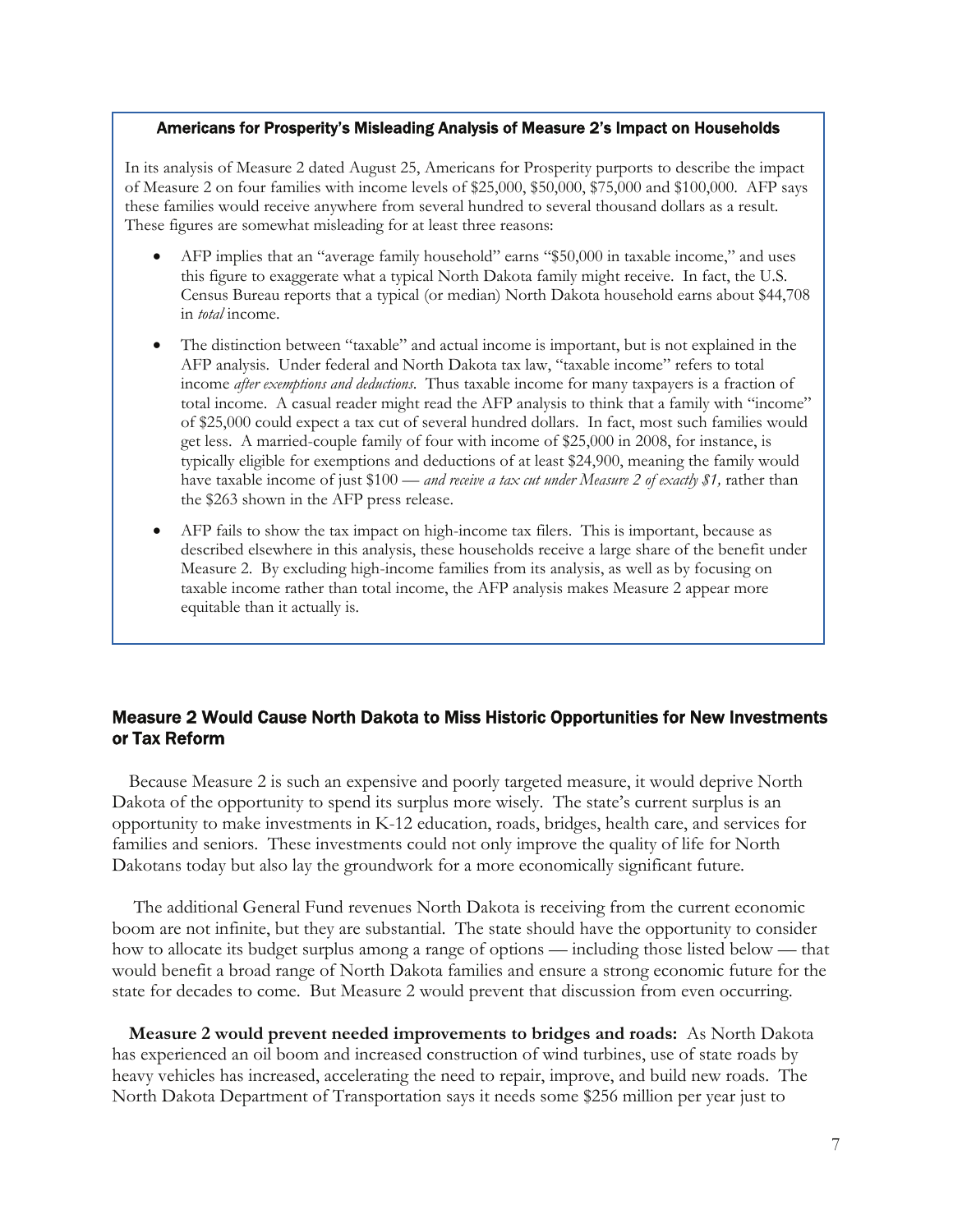### Americans for Prosperity's Misleading Analysis of Measure 2's Impact on Households

In its analysis of Measure 2 dated August 25, Americans for Prosperity purports to describe the impact of Measure 2 on four families with income levels of $25,000, $50,000, $75,000 and $100,000. AFP says these families would receive anywhere from several hundred to several thousand dollars as a result. These figures are somewhat misleading for at least three reasons:

- AFP implies that an "average family household" earns "$50,000 in taxable income," and uses this figure to exaggerate what a typical North Dakota family might receive. In fact, the U.S. Census Bureau reports that a typical (or median) North Dakota household earns about $44,708 in *total* income.
- The distinction between "taxable" and actual income is important, but is not explained in the AFP analysis. Under federal and North Dakota tax law, "taxable income" refers to total income *after exemptions and deductions*. Thus taxable income for many taxpayers is a fraction of total income. A casual reader might read the AFP analysis to think that a family with "income" of $25,000 could expect a tax cut of several hundred dollars. In fact, most such families would get less. A married-couple family of four with income of $25,000 in 2008, for instance, is typically eligible for exemptions and deductions of at least $24,900, meaning the family would have taxable income of just $100 — *and receive a tax cut under Measure 2 of exactly $1,* rather than the $263 shown in the AFP press release.
- AFP fails to show the tax impact on high-income tax filers. This is important, because as described elsewhere in this analysis, these households receive a large share of the benefit under Measure 2. By excluding high-income families from its analysis, as well as by focusing on taxable income rather than total income, the AFP analysis makes Measure 2 appear more equitable than it actually is.

## Measure 2 Would Cause North Dakota to Miss Historic Opportunities for New Investments or Tax Reform

Because Measure 2 is such an expensive and poorly targeted measure, it would deprive North Dakota of the opportunity to spend its surplus more wisely. The state's current surplus is an opportunity to make investments in K-12 education, roads, bridges, health care, and services for families and seniors. These investments could not only improve the quality of life for North Dakotans today but also lay the groundwork for a more economically significant future.

The additional General Fund revenues North Dakota is receiving from the current economic boom are not infinite, but they are substantial. The state should have the opportunity to consider how to allocate its budget surplus among a range of options — including those listed below — that would benefit a broad range of North Dakota families and ensure a strong economic future for the state for decades to come. But Measure 2 would prevent that discussion from even occurring.

**Measure 2 would prevent needed improvements to bridges and roads:** As North Dakota has experienced an oil boom and increased construction of wind turbines, use of state roads by heavy vehicles has increased, accelerating the need to repair, improve, and build new roads. The North Dakota Department of Transportation says it needs some $256 million per year just to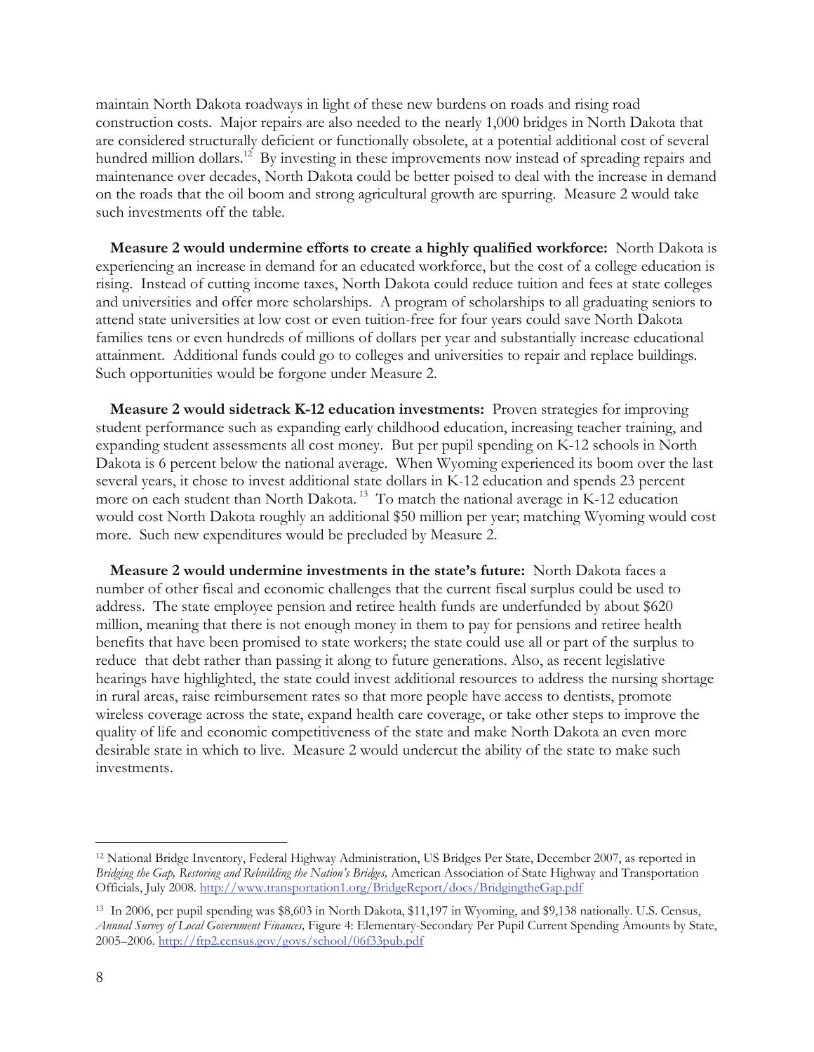maintain North Dakota roadways in light of these new burdens on roads and rising road construction costs. Major repairs are also needed to the nearly 1,000 bridges in North Dakota that are considered structurally deficient or functionally obsolete, at a potential additional cost of several hundred million dollars.[12] By investing in these improvements now instead of spreading repairs and maintenance over decades, North Dakota could be better poised to deal with the increase in demand on the roads that the oil boom and strong agricultural growth are spurring. Measure 2 would take such investments off the table.

**Measure 2 would undermine efforts to create a highly qualified workforce:** North Dakota is experiencing an increase in demand for an educated workforce, but the cost of a college education is rising. Instead of cutting income taxes, North Dakota could reduce tuition and fees at state colleges and universities and offer more scholarships. A program of scholarships to all graduating seniors to attend state universities at low cost or even tuition-free for four years could save North Dakota families tens or even hundreds of millions of dollars per year and substantially increase educational attainment. Additional funds could go to colleges and universities to repair and replace buildings. Such opportunities would be forgone under Measure 2.

**Measure 2 would sidetrack K-12 education investments:** Proven strategies for improving student performance such as expanding early childhood education, increasing teacher training, and expanding student assessments all cost money. But per pupil spending on K-12 schools in North Dakota is 6 percent below the national average. When Wyoming experienced its boom over the last several years, it chose to invest additional state dollars in K-12 education and spends 23 percent more on each student than North Dakota.[13] To match the national average in K-12 education would cost North Dakota roughly an additional $50 million per year; matching Wyoming would cost more. Such new expenditures would be precluded by Measure 2.

**Measure 2 would undermine investments in the state's future:** North Dakota faces a number of other fiscal and economic challenges that the current fiscal surplus could be used to address. The state employee pension and retiree health funds are underfunded by about $620 million, meaning that there is not enough money in them to pay for pensions and retiree health benefits that have been promised to state workers; the state could use all or part of the surplus to reduce that debt rather than passing it along to future generations. Also, as recent legislative hearings have highlighted, the state could invest additional resources to address the nursing shortage in rural areas, raise reimbursement rates so that more people have access to dentists, promote wireless coverage across the state, expand health care coverage, or take other steps to improve the quality of life and economic competitiveness of the state and make North Dakota an even more desirable state in which to live. Measure 2 would undercut the ability of the state to make such investments.

---

[12] National Bridge Inventory, Federal Highway Administration, US Bridges Per State, December 2007, as reported in *Bridging the Gap, Restoring and Rebuilding the Nation's Bridges,* American Association of State Highway and Transportation Officials, July 2008. http://www.transportation1.org/BridgeReport/docs/BridgingtheGap.pdf

[13] In 2006, per pupil spending was $8,603 in North Dakota, $11,197 in Wyoming, and $9,138 nationally. U.S. Census, *Annual Survey of Local Government Finances,* Figure 4: Elementary-Secondary Per Pupil Current Spending Amounts by State, 2005–2006. http://ftp2.census.gov/govs/school/06f33pub.pdf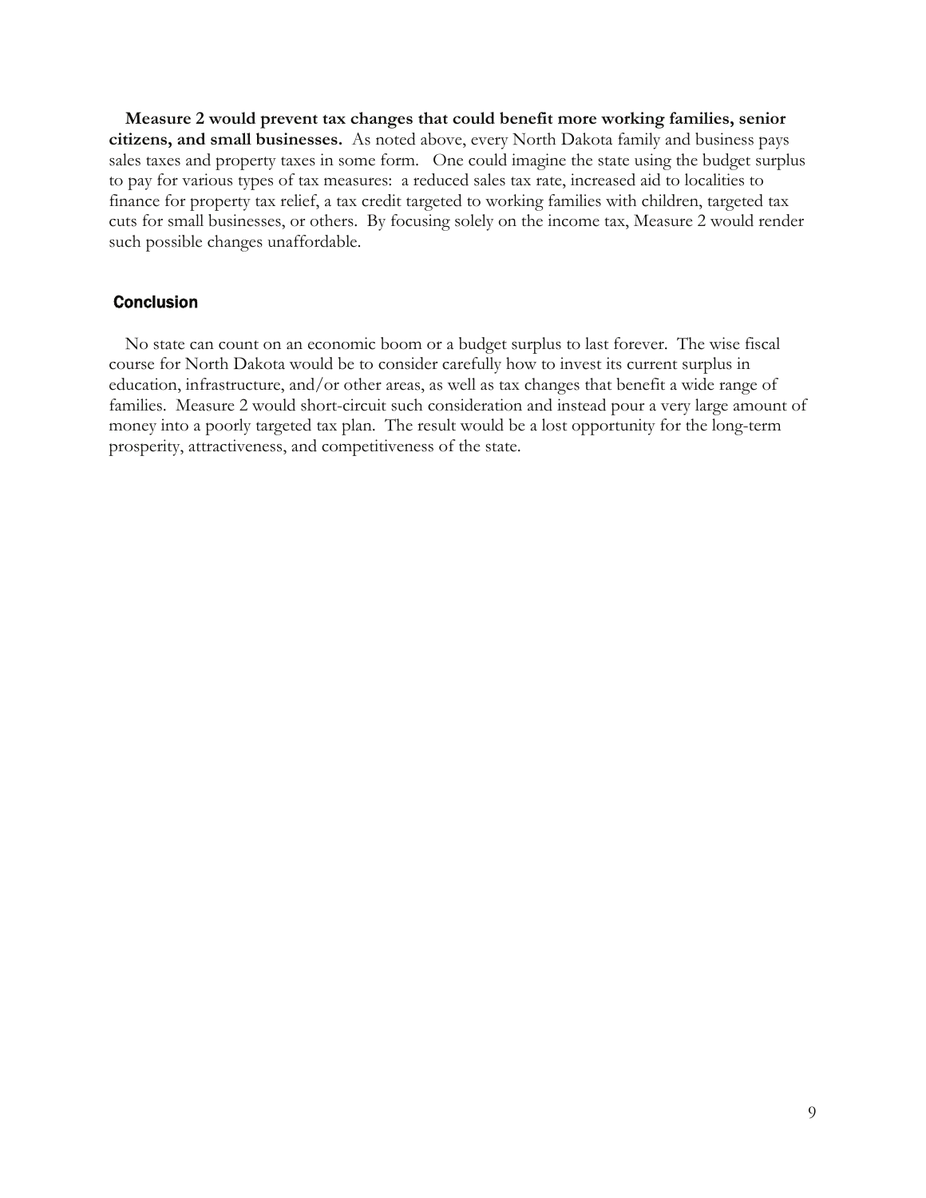**Measure 2 would prevent tax changes that could benefit more working families, senior citizens, and small businesses.** As noted above, every North Dakota family and business pays sales taxes and property taxes in some form. One could imagine the state using the budget surplus to pay for various types of tax measures: a reduced sales tax rate, increased aid to localities to finance for property tax relief, a tax credit targeted to working families with children, targeted tax cuts for small businesses, or others. By focusing solely on the income tax, Measure 2 would render such possible changes unaffordable.

## Conclusion

No state can count on an economic boom or a budget surplus to last forever. The wise fiscal course for North Dakota would be to consider carefully how to invest its current surplus in education, infrastructure, and/or other areas, as well as tax changes that benefit a wide range of families. Measure 2 would short-circuit such consideration and instead pour a very large amount of money into a poorly targeted tax plan. The result would be a lost opportunity for the long-term prosperity, attractiveness, and competitiveness of the state.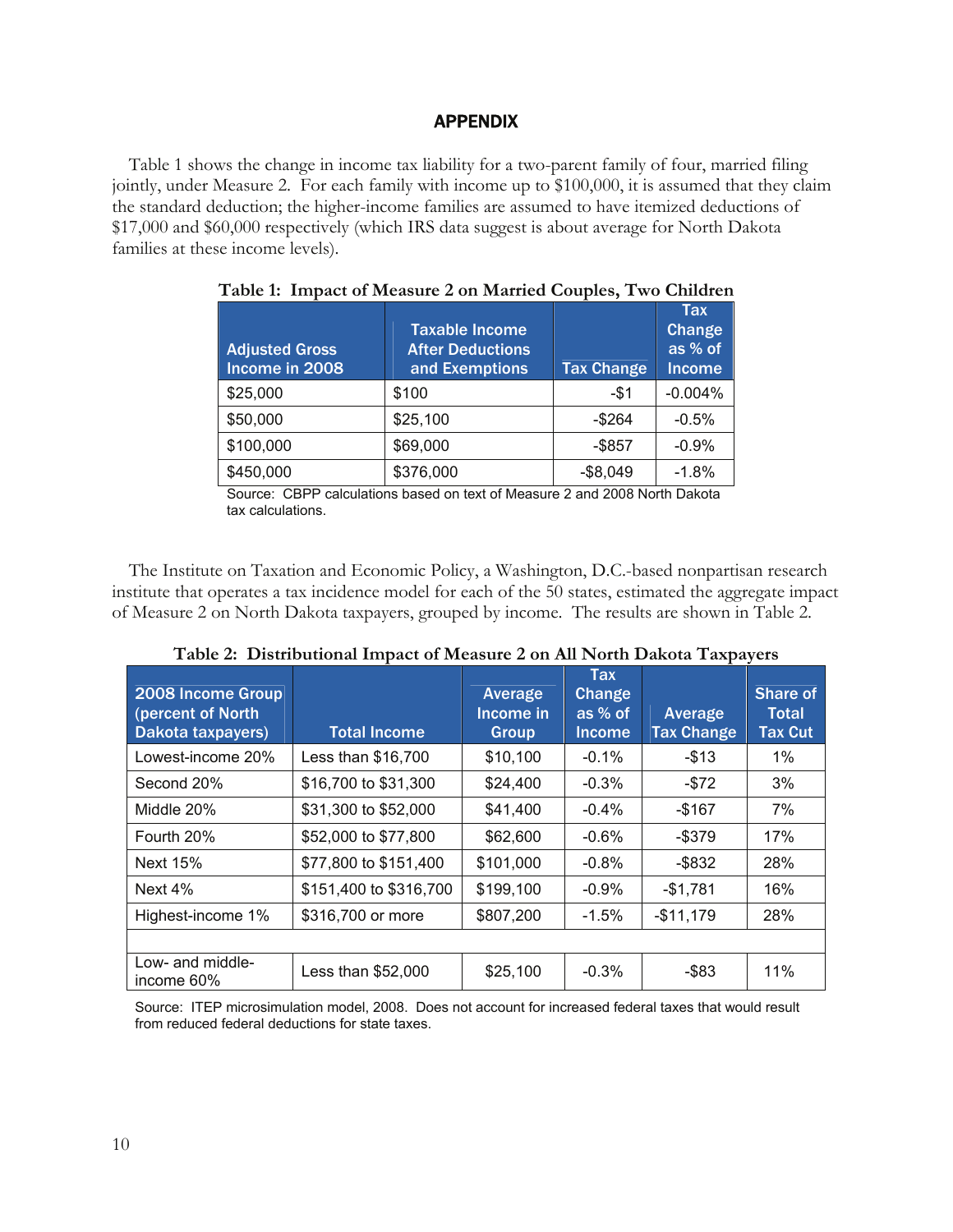## APPENDIX

Table 1 shows the change in income tax liability for a two-parent family of four, married filing jointly, under Measure 2. For each family with income up to $100,000, it is assumed that they claim the standard deduction; the higher-income families are assumed to have itemized deductions of $17,000 and $60,000 respectively (which IRS data suggest is about average for North Dakota families at these income levels).

**Table 1: Impact of Measure 2 on Married Couples, Two Children**

| Adjusted Gross Income in 2008 | Taxable Income After Deductions and Exemptions | Tax Change | Tax Change as % of Income |
|---|---|---|---|
| $25,000 | $100 | -$1 | -0.004% |
| $50,000 | $25,100 | -$264 | -0.5% |
| $100,000 | $69,000 | -$857 | -0.9% |
| $450,000 | $376,000 | -$8,049 | -1.8% |

Source: CBPP calculations based on text of Measure 2 and 2008 North Dakota tax calculations.

The Institute on Taxation and Economic Policy, a Washington, D.C.-based nonpartisan research institute that operates a tax incidence model for each of the 50 states, estimated the aggregate impact of Measure 2 on North Dakota taxpayers, grouped by income. The results are shown in Table 2.

**Table 2: Distributional Impact of Measure 2 on All North Dakota Taxpayers**

| 2008 Income Group (percent of North Dakota taxpayers) | Total Income | Average Income in Group | Tax Change as % of Income | Average Tax Change | Share of Total Tax Cut |
|---|---|---|---|---|---|
| Lowest-income 20% | Less than $16,700 | $10,100 | -0.1% | -$13 | 1% |
| Second 20% | $16,700 to $31,300 | $24,400 | -0.3% | -$72 | 3% |
| Middle 20% | $31,300 to $52,000 | $41,400 | -0.4% | -$167 | 7% |
| Fourth 20% | $52,000 to $77,800 | $62,600 | -0.6% | -$379 | 17% |
| Next 15% | $77,800 to $151,400 | $101,000 | -0.8% | -$832 | 28% |
| Next 4% | $151,400 to $316,700 | $199,100 | -0.9% | -$1,781 | 16% |
| Highest-income 1% | $316,700 or more | $807,200 | -1.5% | -$11,179 | 28% |
| | | | | | |
| Low- and middle-income 60% | Less than $52,000 | $25,100 | -0.3% | -$83 | 11% |

Source: ITEP microsimulation model, 2008. Does not account for increased federal taxes that would result from reduced federal deductions for state taxes.